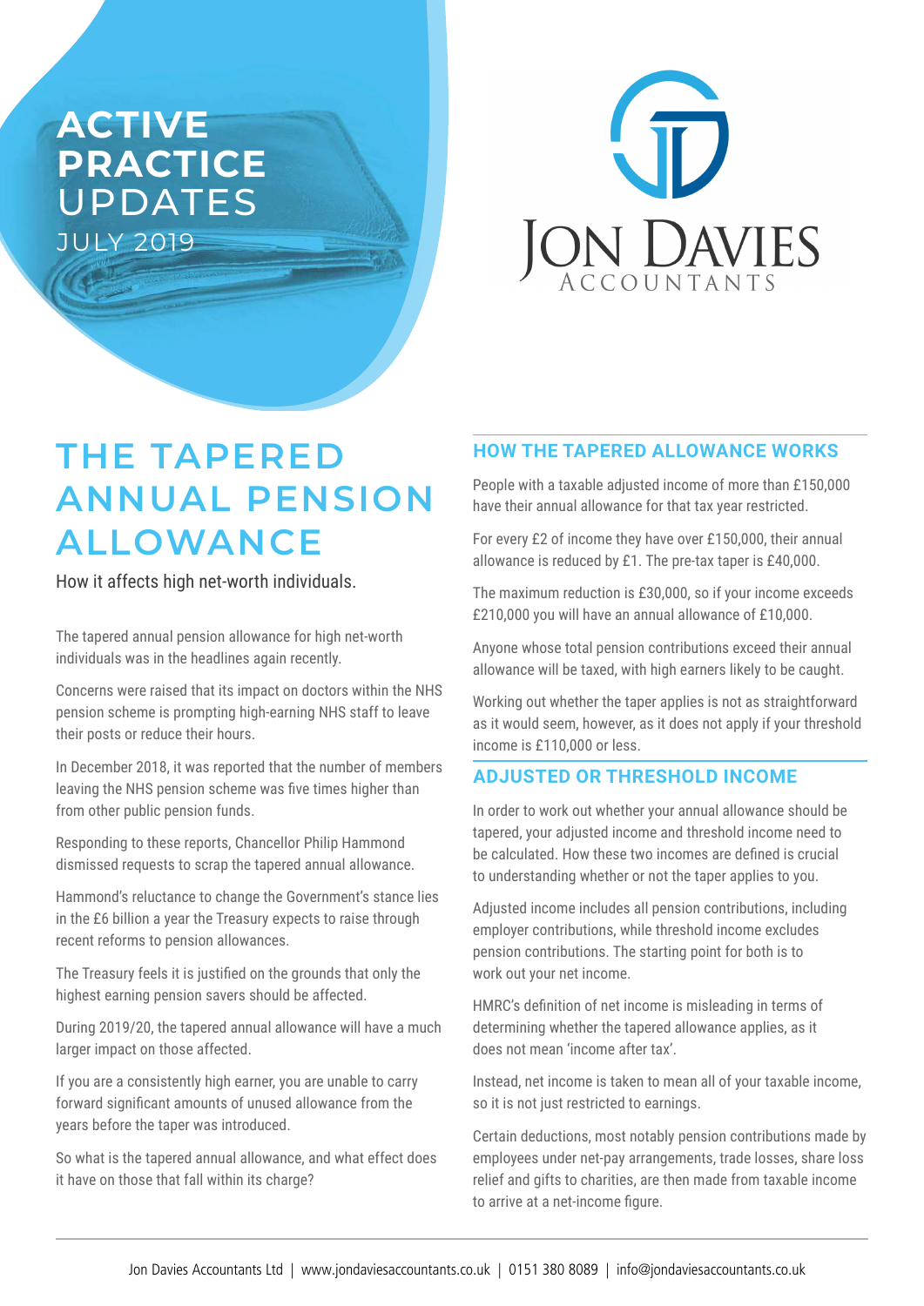# ACTIVE PRACTICE UPDATES

JULY 2019

JON DAVIES ACCOUNTANTS

## THE TAPERED ANNUAL PENSION ALLOWANCE

How it affects high net-worth individuals.

The tapered annual pension allowance for high net-worth individuals was in the headlines again recently.

Concerns were raised that its impact on doctors within the NHS pension scheme is prompting high-earning NHS staff to leave their posts or reduce their hours.

In December 2018, it was reported that the number of members leaving the NHS pension scheme was five times higher than from other public pension funds.

Responding to these reports, Chancellor Philip Hammond dismissed requests to scrap the tapered annual allowance.

Hammond's reluctance to change the Government's stance lies in the £6 billion a year the Treasury expects to raise through recent reforms to pension allowances.

The Treasury feels it is justified on the grounds that only the highest earning pension savers should be affected.

During 2019/20, the tapered annual allowance will have a much larger impact on those affected.

If you are a consistently high earner, you are unable to carry forward significant amounts of unused allowance from the years before the taper was introduced.

So what is the tapered annual allowance, and what effect does it have on those that fall within its charge?

### HOW THE TAPERED ALLOWANCE WORKS

People with a taxable adjusted income of more than £150,000 have their annual allowance for that tax year restricted.

For every £2 of income they have over £150,000, their annual allowance is reduced by £1. The pre-tax taper is £40,000.

The maximum reduction is £30,000, so if your income exceeds £210,000 you will have an annual allowance of £10,000.

Anyone whose total pension contributions exceed their annual allowance will be taxed, with high earners likely to be caught.

Working out whether the taper applies is not as straightforward as it would seem, however, as it does not apply if your threshold income is £110,000 or less.

### ADJUSTED OR THRESHOLD INCOME

In order to work out whether your annual allowance should be tapered, your adjusted income and threshold income need to be calculated. How these two incomes are defined is crucial to understanding whether or not the taper applies to you.

Adjusted income includes all pension contributions, including employer contributions, while threshold income excludes pension contributions. The starting point for both is to work out your net income.

HMRC's definition of net income is misleading in terms of determining whether the tapered allowance applies, as it does not mean 'income after tax'.

Instead, net income is taken to mean all of your taxable income, so it is not just restricted to earnings.

Certain deductions, most notably pension contributions made by employees under net-pay arrangements, trade losses, share loss relief and gifts to charities, are then made from taxable income to arrive at a net-income figure.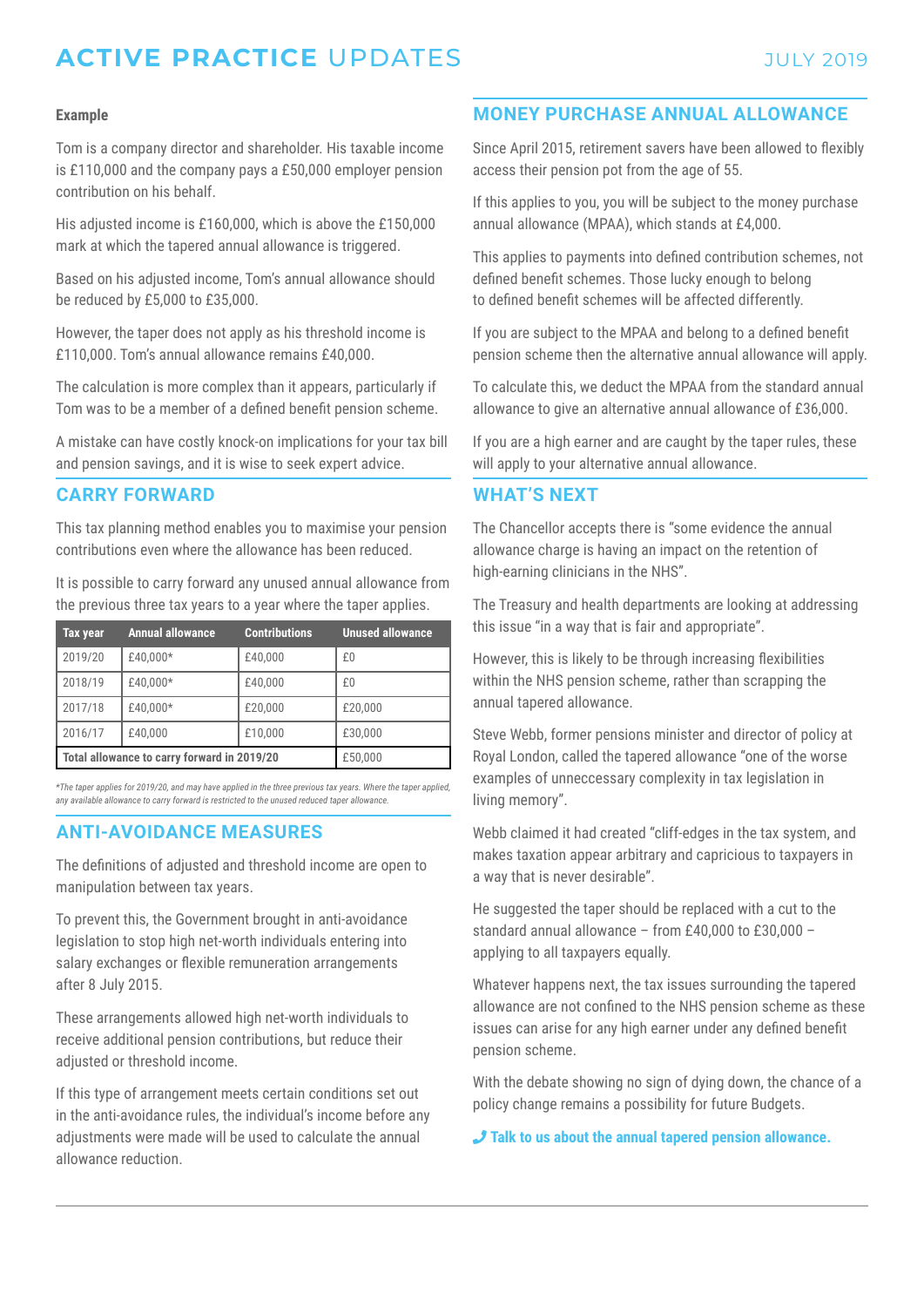**Example**

Tom is a company director and shareholder. His taxable income is £110,000 and the company pays a £50,000 employer pension contribution on his behalf.

His adjusted income is £160,000, which is above the £150,000 mark at which the tapered annual allowance is triggered.

Based on his adjusted income, Tom's annual allowance should be reduced by £5,000 to £35,000.

However, the taper does not apply as his threshold income is £110,000. Tom's annual allowance remains £40,000.

The calculation is more complex than it appears, particularly if Tom was to be a member of a defined benefit pension scheme.

A mistake can have costly knock-on implications for your tax bill and pension savings, and it is wise to seek expert advice.

## CARRY FORWARD

This tax planning method enables you to maximise your pension contributions even where the allowance has been reduced.

It is possible to carry forward any unused annual allowance from the previous three tax years to a year where the taper applies.

| Tax year | Annual allowance | Contributions | Unused allowance |
|---|---|---|---|
| 2019/20 | £40,000* | £40,000 | £0 |
| 2018/19 | £40,000* | £40,000 | £0 |
| 2017/18 | £40,000* | £20,000 | £20,000 |
| 2016/17 | £40,000 | £10,000 | £30,000 |
| Total allowance to carry forward in 2019/20 | | | £50,000 |

*The taper applies for 2019/20, and may have applied in the three previous tax years. Where the taper applied, any available allowance to carry forward is restricted to the unused reduced taper allowance.*

## ANTI-AVOIDANCE MEASURES

The definitions of adjusted and threshold income are open to manipulation between tax years.

To prevent this, the Government brought in anti-avoidance legislation to stop high net-worth individuals entering into salary exchanges or flexible remuneration arrangements after 8 July 2015.

These arrangements allowed high net-worth individuals to receive additional pension contributions, but reduce their adjusted or threshold income.

If this type of arrangement meets certain conditions set out in the anti-avoidance rules, the individual's income before any adjustments were made will be used to calculate the annual allowance reduction.

## MONEY PURCHASE ANNUAL ALLOWANCE

Since April 2015, retirement savers have been allowed to flexibly access their pension pot from the age of 55.

If this applies to you, you will be subject to the money purchase annual allowance (MPAA), which stands at £4,000.

This applies to payments into defined contribution schemes, not defined benefit schemes. Those lucky enough to belong to defined benefit schemes will be affected differently.

If you are subject to the MPAA and belong to a defined benefit pension scheme then the alternative annual allowance will apply.

To calculate this, we deduct the MPAA from the standard annual allowance to give an alternative annual allowance of £36,000.

If you are a high earner and are caught by the taper rules, these will apply to your alternative annual allowance.

## WHAT'S NEXT

The Chancellor accepts there is "some evidence the annual allowance charge is having an impact on the retention of high-earning clinicians in the NHS".

The Treasury and health departments are looking at addressing this issue "in a way that is fair and appropriate".

However, this is likely to be through increasing flexibilities within the NHS pension scheme, rather than scrapping the annual tapered allowance.

Steve Webb, former pensions minister and director of policy at Royal London, called the tapered allowance "one of the worse examples of unneccessary complexity in tax legislation in living memory".

Webb claimed it had created "cliff-edges in the tax system, and makes taxation appear arbitrary and capricious to taxpayers in a way that is never desirable".

He suggested the taper should be replaced with a cut to the standard annual allowance – from £40,000 to £30,000 – applying to all taxpayers equally.

Whatever happens next, the tax issues surrounding the tapered allowance are not confined to the NHS pension scheme as these issues can arise for any high earner under any defined benefit pension scheme.

With the debate showing no sign of dying down, the chance of a policy change remains a possibility for future Budgets.

**Talk to us about the annual tapered pension allowance.**